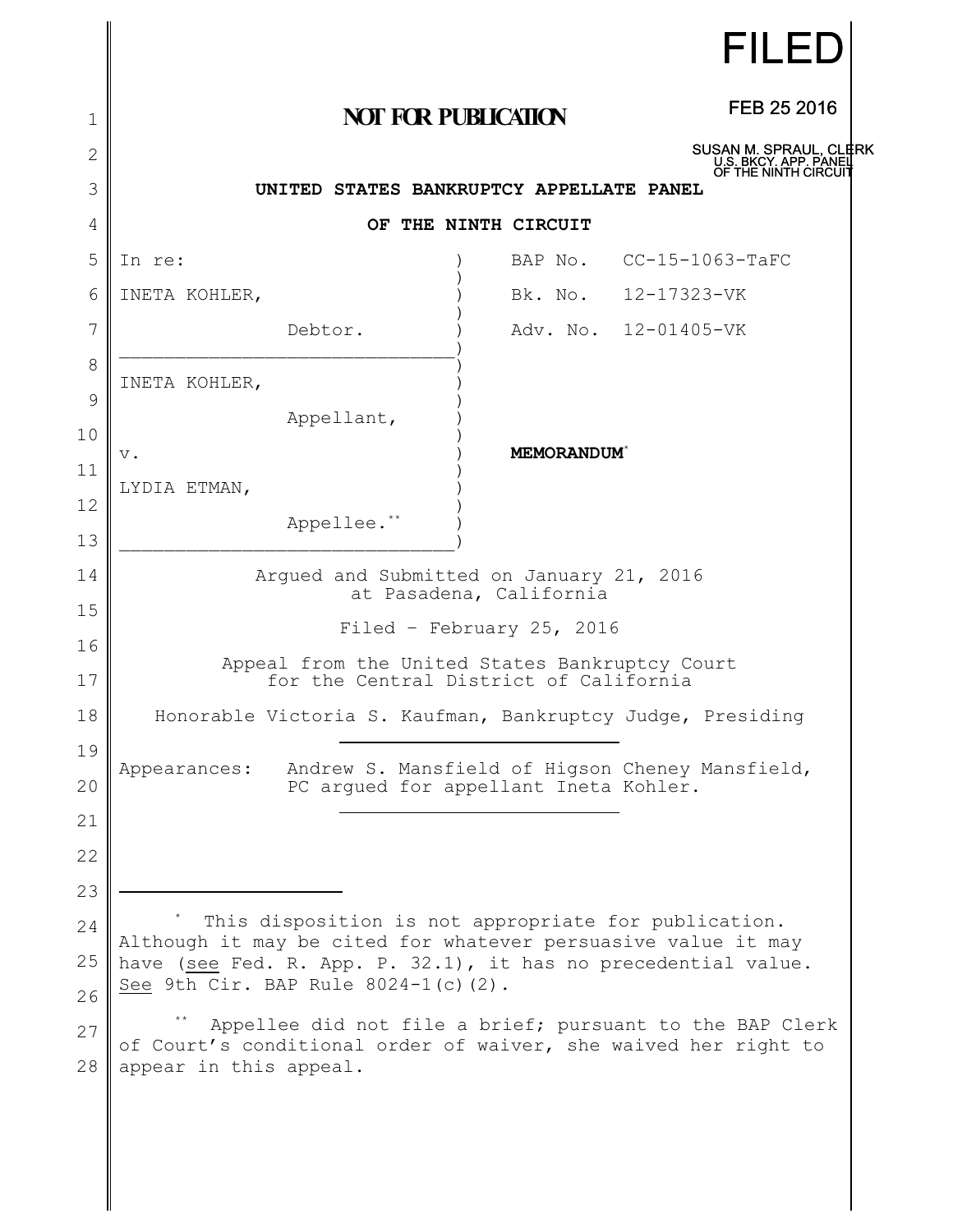FILED

FEB 25 2016

SUSAN M. SPRAUL, CLERK
U.S. BKCY. APP. PANEL
OF THE NINTH CIRCUIT

**NOT FOR PUBLICATION**

**UNITED STATES BANKRUPTCY APPELLATE PANEL**

**OF THE NINTH CIRCUIT**

| | |
|---|---|
| In re: | BAP No. CC-15-1063-TaFC |
| INETA KOHLER, | Bk. No. 12-17323-VK |
| Debtor. | Adv. No. 12-01405-VK |
| INETA KOHLER, | |
| Appellant, | |
| v. | **MEMORANDUM**[*] |
| LYDIA ETMAN, | |
| Appellee.[**] | |

Argued and Submitted on January 21, 2016
at Pasadena, California

Filed - February 25, 2016

Appeal from the United States Bankruptcy Court
for the Central District of California

Honorable Victoria S. Kaufman, Bankruptcy Judge, Presiding

---

Appearances: Andrew S. Mansfield of Higson Cheney Mansfield, PC argued for appellant Ineta Kohler.

---

[*] This disposition is not appropriate for publication. Although it may be cited for whatever persuasive value it may have (see Fed. R. App. P. 32.1), it has no precedential value. See 9th Cir. BAP Rule 8024-1(c)(2).

[**] Appellee did not file a brief; pursuant to the BAP Clerk of Court's conditional order of waiver, she waived her right to appear in this appeal.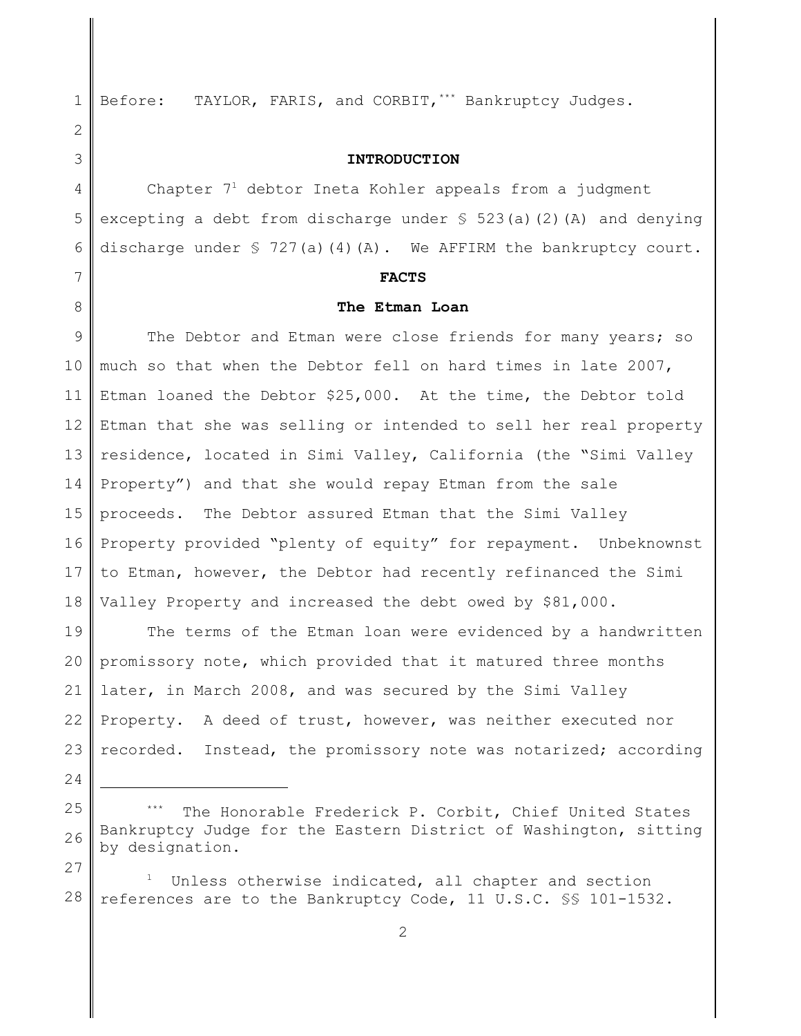Before: TAYLOR, FARIS, and CORBIT,[***] Bankruptcy Judges.

**INTRODUCTION**

Chapter 7[1] debtor Ineta Kohler appeals from a judgment excepting a debt from discharge under § 523(a)(2)(A) and denying discharge under § 727(a)(4)(A). We AFFIRM the bankruptcy court.

**FACTS**

**The Etman Loan**

The Debtor and Etman were close friends for many years; so much so that when the Debtor fell on hard times in late 2007, Etman loaned the Debtor $25,000. At the time, the Debtor told Etman that she was selling or intended to sell her real property residence, located in Simi Valley, California (the "Simi Valley Property") and that she would repay Etman from the sale proceeds. The Debtor assured Etman that the Simi Valley Property provided "plenty of equity" for repayment. Unbeknownst to Etman, however, the Debtor had recently refinanced the Simi Valley Property and increased the debt owed by $81,000.

The terms of the Etman loan were evidenced by a handwritten promissory note, which provided that it matured three months later, in March 2008, and was secured by the Simi Valley Property. A deed of trust, however, was neither executed nor recorded. Instead, the promissory note was notarized; according

---

[***] The Honorable Frederick P. Corbit, Chief United States Bankruptcy Judge for the Eastern District of Washington, sitting by designation.

[1] Unless otherwise indicated, all chapter and section references are to the Bankruptcy Code, 11 U.S.C. §§ 101-1532.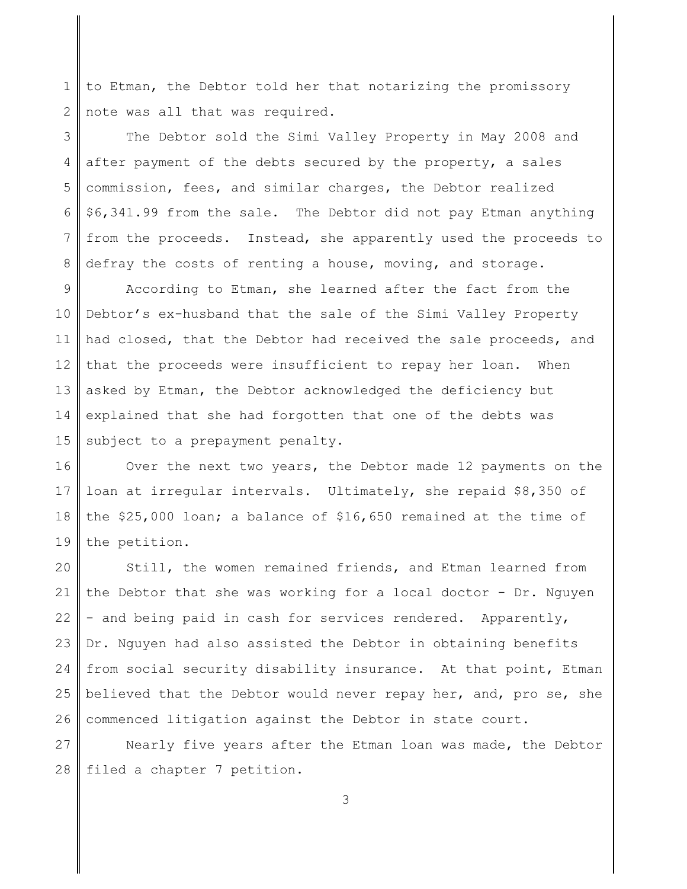to Etman, the Debtor told her that notarizing the promissory note was all that was required.

The Debtor sold the Simi Valley Property in May 2008 and after payment of the debts secured by the property, a sales commission, fees, and similar charges, the Debtor realized $6,341.99 from the sale. The Debtor did not pay Etman anything from the proceeds. Instead, she apparently used the proceeds to defray the costs of renting a house, moving, and storage.

According to Etman, she learned after the fact from the Debtor's ex-husband that the sale of the Simi Valley Property had closed, that the Debtor had received the sale proceeds, and that the proceeds were insufficient to repay her loan. When asked by Etman, the Debtor acknowledged the deficiency but explained that she had forgotten that one of the debts was subject to a prepayment penalty.

Over the next two years, the Debtor made 12 payments on the loan at irregular intervals. Ultimately, she repaid $8,350 of the $25,000 loan; a balance of $16,650 remained at the time of the petition.

Still, the women remained friends, and Etman learned from the Debtor that she was working for a local doctor - Dr. Nguyen - and being paid in cash for services rendered. Apparently, Dr. Nguyen had also assisted the Debtor in obtaining benefits from social security disability insurance. At that point, Etman believed that the Debtor would never repay her, and, pro se, she commenced litigation against the Debtor in state court.

Nearly five years after the Etman loan was made, the Debtor filed a chapter 7 petition.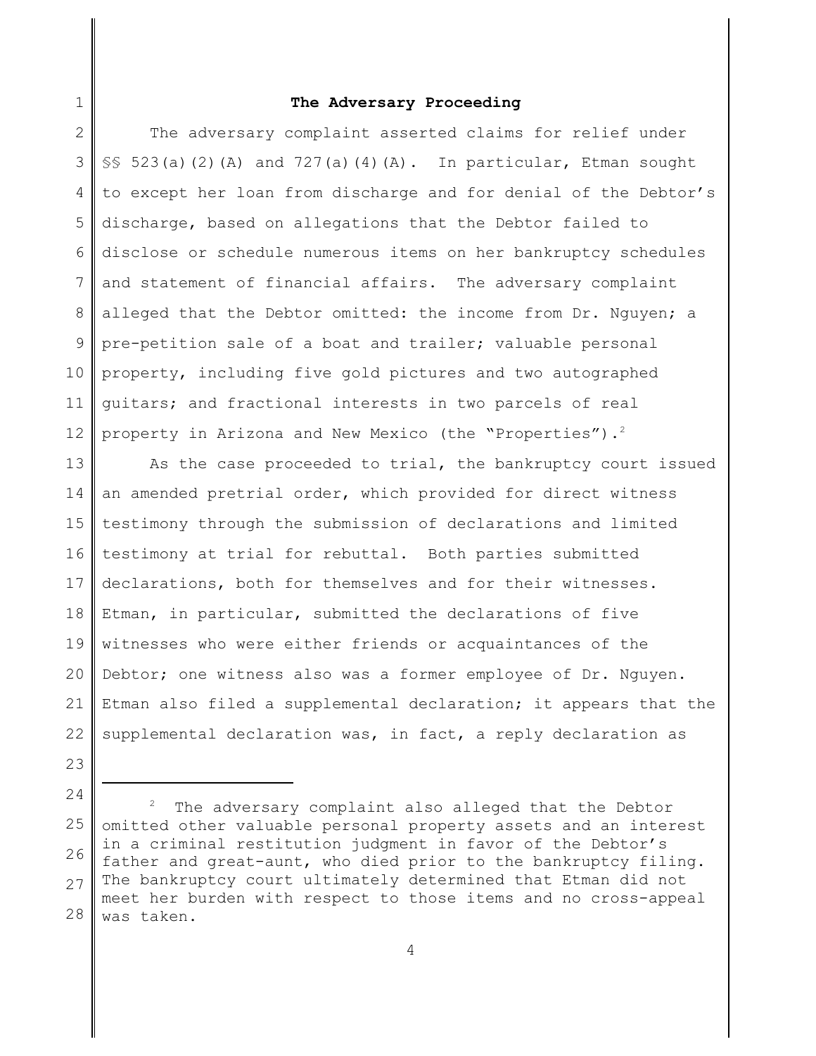**The Adversary Proceeding**

The adversary complaint asserted claims for relief under §§ 523(a)(2)(A) and 727(a)(4)(A). In particular, Etman sought to except her loan from discharge and for denial of the Debtor's discharge, based on allegations that the Debtor failed to disclose or schedule numerous items on her bankruptcy schedules and statement of financial affairs. The adversary complaint alleged that the Debtor omitted: the income from Dr. Nguyen; a pre-petition sale of a boat and trailer; valuable personal property, including five gold pictures and two autographed guitars; and fractional interests in two parcels of real property in Arizona and New Mexico (the "Properties").[2]

As the case proceeded to trial, the bankruptcy court issued an amended pretrial order, which provided for direct witness testimony through the submission of declarations and limited testimony at trial for rebuttal. Both parties submitted declarations, both for themselves and for their witnesses. Etman, in particular, submitted the declarations of five witnesses who were either friends or acquaintances of the Debtor; one witness also was a former employee of Dr. Nguyen. Etman also filed a supplemental declaration; it appears that the supplemental declaration was, in fact, a reply declaration as

---

[2] The adversary complaint also alleged that the Debtor omitted other valuable personal property assets and an interest in a criminal restitution judgment in favor of the Debtor's father and great-aunt, who died prior to the bankruptcy filing. The bankruptcy court ultimately determined that Etman did not meet her burden with respect to those items and no cross-appeal was taken.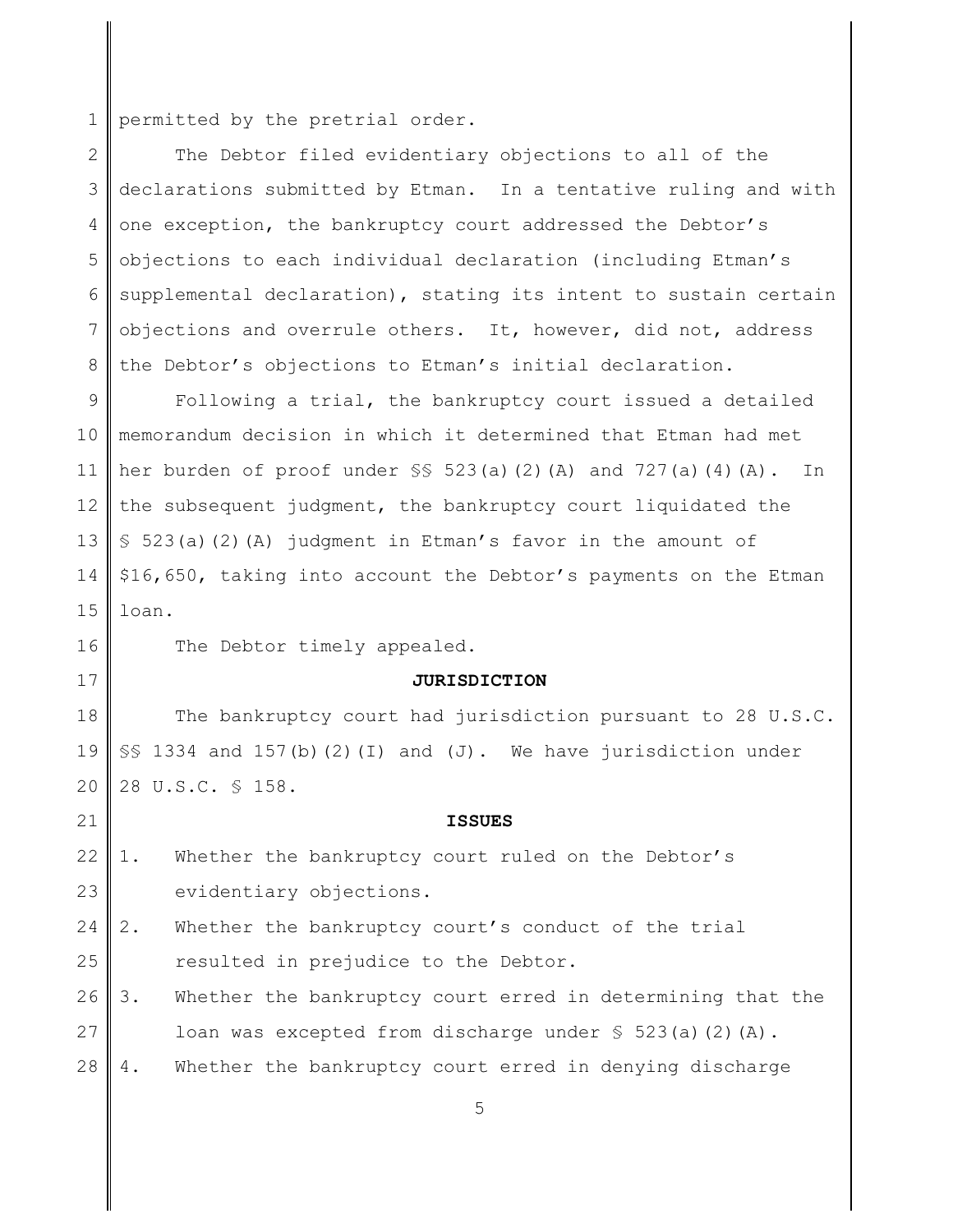permitted by the pretrial order.

The Debtor filed evidentiary objections to all of the declarations submitted by Etman. In a tentative ruling and with one exception, the bankruptcy court addressed the Debtor's objections to each individual declaration (including Etman's supplemental declaration), stating its intent to sustain certain objections and overrule others. It, however, did not, address the Debtor's objections to Etman's initial declaration.

Following a trial, the bankruptcy court issued a detailed memorandum decision in which it determined that Etman had met her burden of proof under §§ 523(a)(2)(A) and 727(a)(4)(A). In the subsequent judgment, the bankruptcy court liquidated the § 523(a)(2)(A) judgment in Etman's favor in the amount of $16,650, taking into account the Debtor's payments on the Etman loan.

The Debtor timely appealed.

**JURISDICTION**

The bankruptcy court had jurisdiction pursuant to 28 U.S.C. §§ 1334 and 157(b)(2)(I) and (J). We have jurisdiction under 28 U.S.C. § 158.

**ISSUES**

1. Whether the bankruptcy court ruled on the Debtor's evidentiary objections.
2. Whether the bankruptcy court's conduct of the trial resulted in prejudice to the Debtor.
3. Whether the bankruptcy court erred in determining that the loan was excepted from discharge under § 523(a)(2)(A).
4. Whether the bankruptcy court erred in denying discharge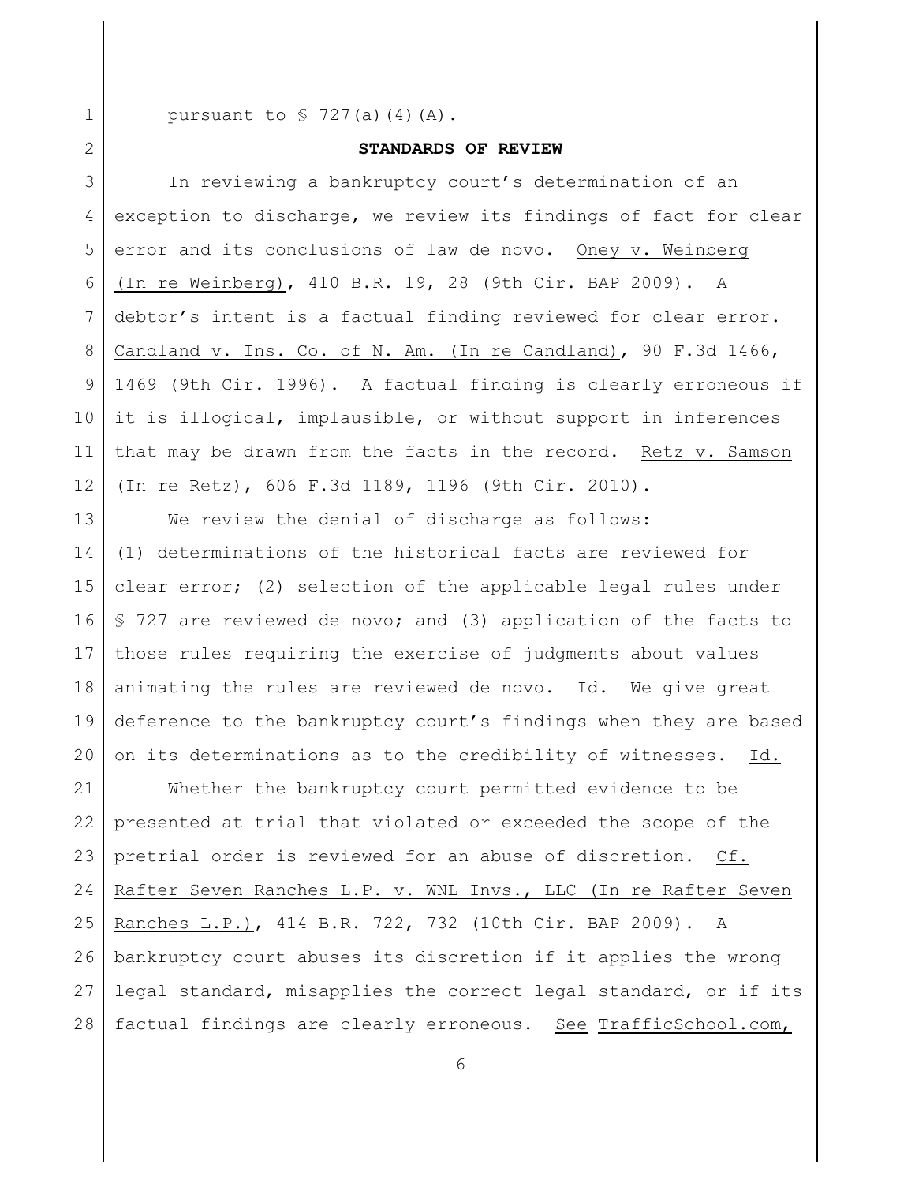pursuant to § 727(a)(4)(A).

## STANDARDS OF REVIEW

In reviewing a bankruptcy court's determination of an exception to discharge, we review its findings of fact for clear error and its conclusions of law de novo. Oney v. Weinberg (In re Weinberg), 410 B.R. 19, 28 (9th Cir. BAP 2009). A debtor's intent is a factual finding reviewed for clear error. Candland v. Ins. Co. of N. Am. (In re Candland), 90 F.3d 1466, 1469 (9th Cir. 1996). A factual finding is clearly erroneous if it is illogical, implausible, or without support in inferences that may be drawn from the facts in the record. Retz v. Samson (In re Retz), 606 F.3d 1189, 1196 (9th Cir. 2010).

We review the denial of discharge as follows: (1) determinations of the historical facts are reviewed for clear error; (2) selection of the applicable legal rules under § 727 are reviewed de novo; and (3) application of the facts to those rules requiring the exercise of judgments about values animating the rules are reviewed de novo. Id. We give great deference to the bankruptcy court's findings when they are based on its determinations as to the credibility of witnesses. Id.

Whether the bankruptcy court permitted evidence to be presented at trial that violated or exceeded the scope of the pretrial order is reviewed for an abuse of discretion. Cf. Rafter Seven Ranches L.P. v. WNL Invs., LLC (In re Rafter Seven Ranches L.P.), 414 B.R. 722, 732 (10th Cir. BAP 2009). A bankruptcy court abuses its discretion if it applies the wrong legal standard, misapplies the correct legal standard, or if its factual findings are clearly erroneous. See TrafficSchool.com,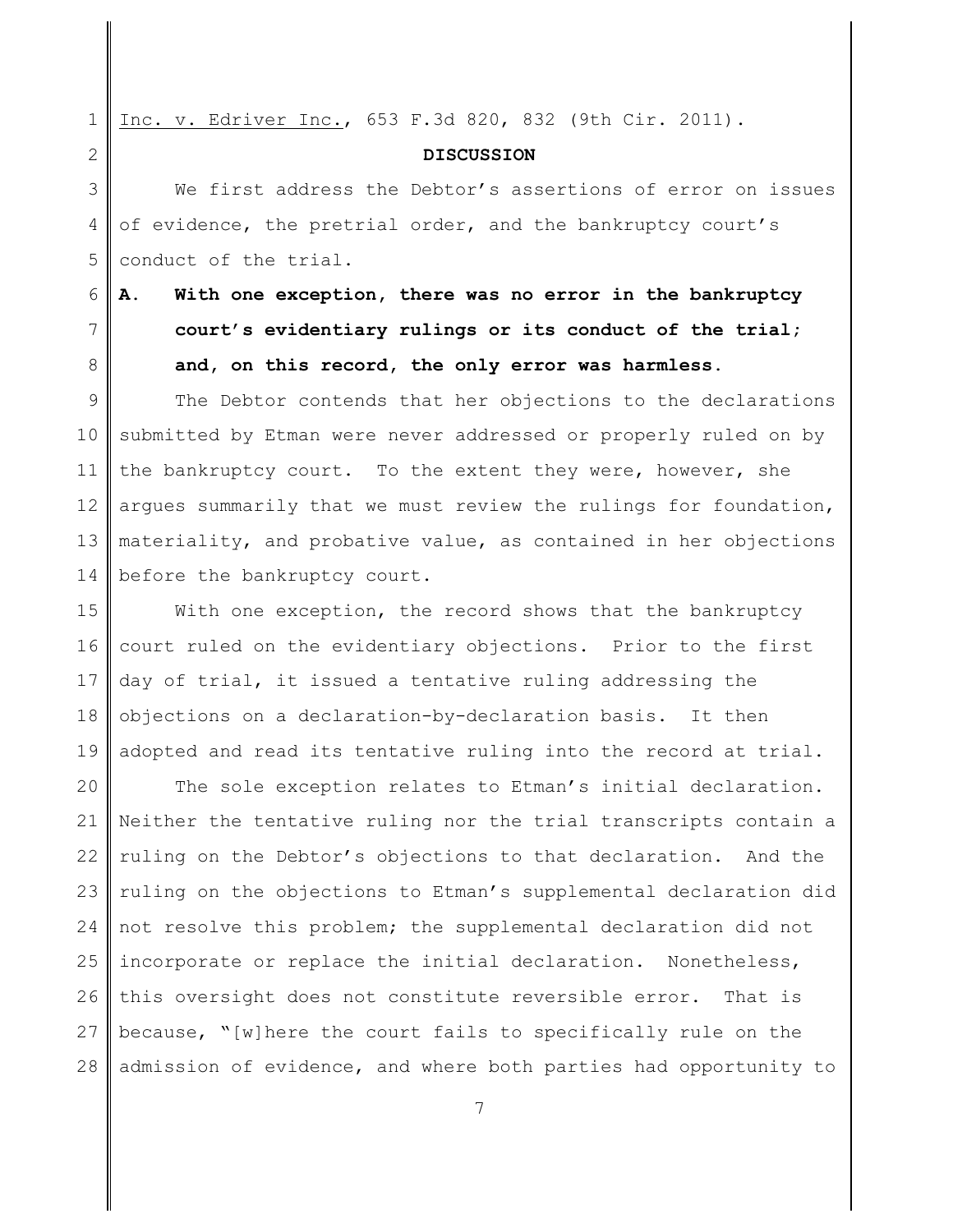Inc. v. Edriver Inc., 653 F.3d 820, 832 (9th Cir. 2011).

## DISCUSSION

We first address the Debtor's assertions of error on issues of evidence, the pretrial order, and the bankruptcy court's conduct of the trial.

### A. With one exception, there was no error in the bankruptcy court's evidentiary rulings or its conduct of the trial; and, on this record, the only error was harmless.

The Debtor contends that her objections to the declarations submitted by Etman were never addressed or properly ruled on by the bankruptcy court. To the extent they were, however, she argues summarily that we must review the rulings for foundation, materiality, and probative value, as contained in her objections before the bankruptcy court.

With one exception, the record shows that the bankruptcy court ruled on the evidentiary objections. Prior to the first day of trial, it issued a tentative ruling addressing the objections on a declaration-by-declaration basis. It then adopted and read its tentative ruling into the record at trial.

The sole exception relates to Etman's initial declaration. Neither the tentative ruling nor the trial transcripts contain a ruling on the Debtor's objections to that declaration. And the ruling on the objections to Etman's supplemental declaration did not resolve this problem; the supplemental declaration did not incorporate or replace the initial declaration. Nonetheless, this oversight does not constitute reversible error. That is because, "[w]here the court fails to specifically rule on the admission of evidence, and where both parties had opportunity to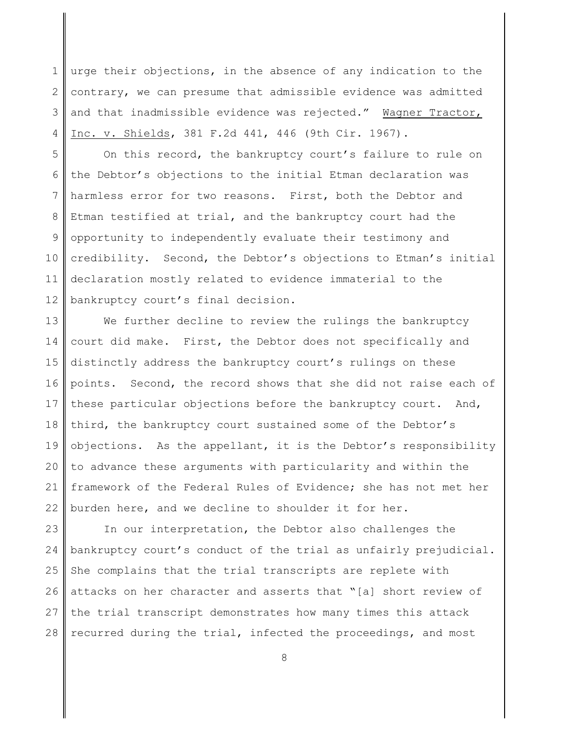urge their objections, in the absence of any indication to the contrary, we can presume that admissible evidence was admitted and that inadmissible evidence was rejected." Wagner Tractor, Inc. v. Shields, 381 F.2d 441, 446 (9th Cir. 1967).

On this record, the bankruptcy court's failure to rule on the Debtor's objections to the initial Etman declaration was harmless error for two reasons. First, both the Debtor and Etman testified at trial, and the bankruptcy court had the opportunity to independently evaluate their testimony and credibility. Second, the Debtor's objections to Etman's initial declaration mostly related to evidence immaterial to the bankruptcy court's final decision.

We further decline to review the rulings the bankruptcy court did make. First, the Debtor does not specifically and distinctly address the bankruptcy court's rulings on these points. Second, the record shows that she did not raise each of these particular objections before the bankruptcy court. And, third, the bankruptcy court sustained some of the Debtor's objections. As the appellant, it is the Debtor's responsibility to advance these arguments with particularity and within the framework of the Federal Rules of Evidence; she has not met her burden here, and we decline to shoulder it for her.

In our interpretation, the Debtor also challenges the bankruptcy court's conduct of the trial as unfairly prejudicial. She complains that the trial transcripts are replete with attacks on her character and asserts that "[a] short review of the trial transcript demonstrates how many times this attack recurred during the trial, infected the proceedings, and most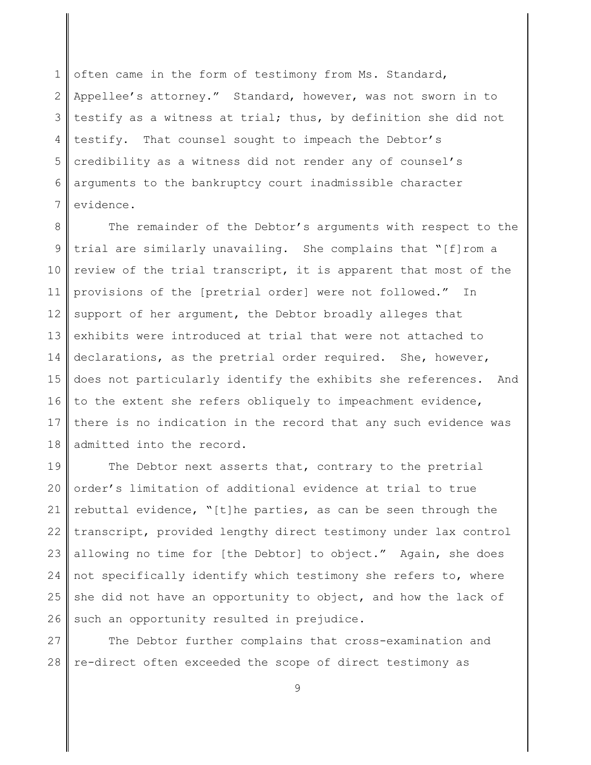often came in the form of testimony from Ms. Standard, Appellee's attorney." Standard, however, was not sworn in to testify as a witness at trial; thus, by definition she did not testify. That counsel sought to impeach the Debtor's credibility as a witness did not render any of counsel's arguments to the bankruptcy court inadmissible character evidence.

The remainder of the Debtor's arguments with respect to the trial are similarly unavailing. She complains that "[f]rom a review of the trial transcript, it is apparent that most of the provisions of the [pretrial order] were not followed." In support of her argument, the Debtor broadly alleges that exhibits were introduced at trial that were not attached to declarations, as the pretrial order required. She, however, does not particularly identify the exhibits she references. And to the extent she refers obliquely to impeachment evidence, there is no indication in the record that any such evidence was admitted into the record.

The Debtor next asserts that, contrary to the pretrial order's limitation of additional evidence at trial to true rebuttal evidence, "[t]he parties, as can be seen through the transcript, provided lengthy direct testimony under lax control allowing no time for [the Debtor] to object." Again, she does not specifically identify which testimony she refers to, where she did not have an opportunity to object, and how the lack of such an opportunity resulted in prejudice.

The Debtor further complains that cross-examination and re-direct often exceeded the scope of direct testimony as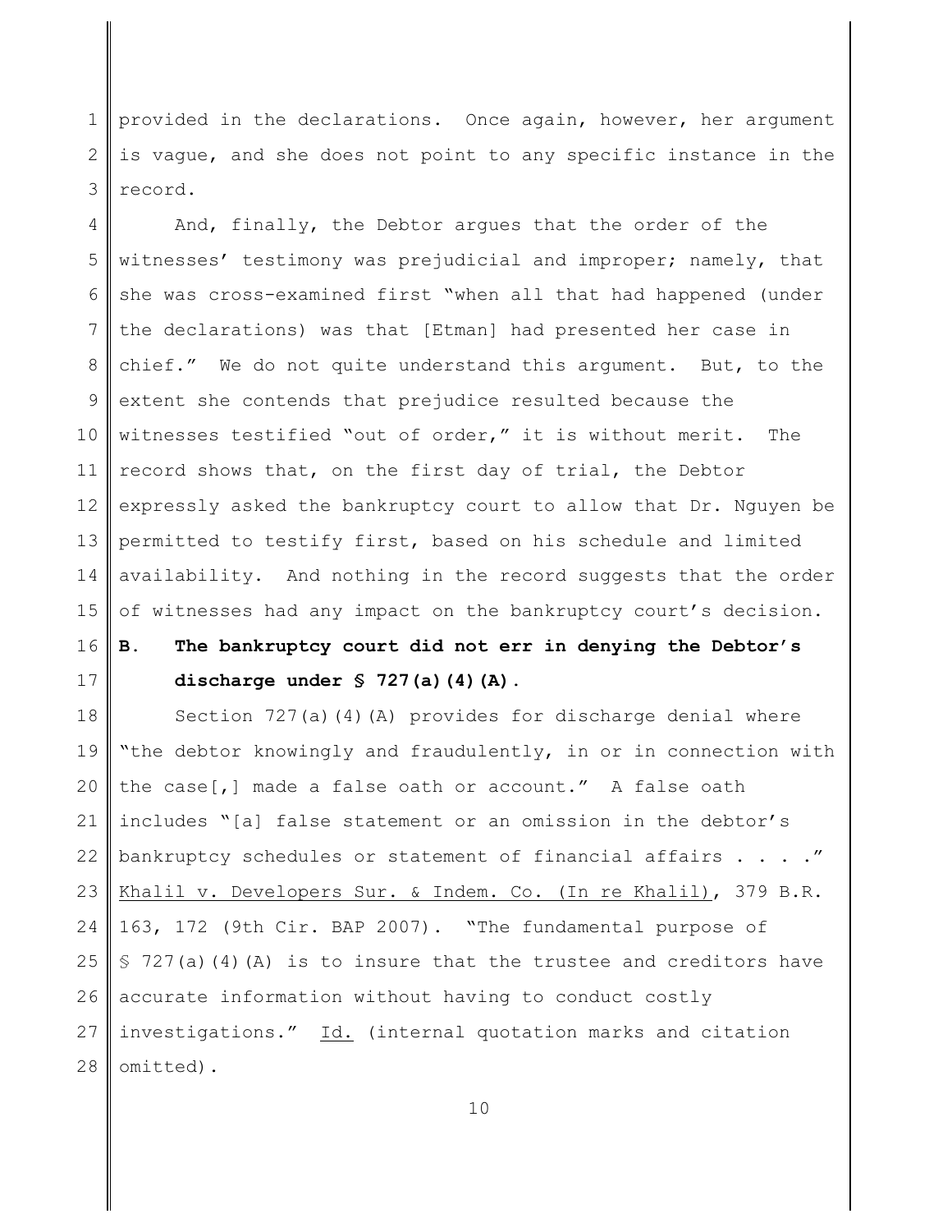provided in the declarations. Once again, however, her argument is vague, and she does not point to any specific instance in the record.

And, finally, the Debtor argues that the order of the witnesses' testimony was prejudicial and improper; namely, that she was cross-examined first "when all that had happened (under the declarations) was that [Etman] had presented her case in chief." We do not quite understand this argument. But, to the extent she contends that prejudice resulted because the witnesses testified "out of order," it is without merit. The record shows that, on the first day of trial, the Debtor expressly asked the bankruptcy court to allow that Dr. Nguyen be permitted to testify first, based on his schedule and limited availability. And nothing in the record suggests that the order of witnesses had any impact on the bankruptcy court's decision.

### B. The bankruptcy court did not err in denying the Debtor's discharge under § 727(a)(4)(A).

Section 727(a)(4)(A) provides for discharge denial where "the debtor knowingly and fraudulently, in or in connection with the case[,] made a false oath or account." A false oath includes "[a] false statement or an omission in the debtor's bankruptcy schedules or statement of financial affairs . . . ." Khalil v. Developers Sur. & Indem. Co. (In re Khalil), 379 B.R. 163, 172 (9th Cir. BAP 2007). "The fundamental purpose of § 727(a)(4)(A) is to insure that the trustee and creditors have accurate information without having to conduct costly investigations." Id. (internal quotation marks and citation omitted).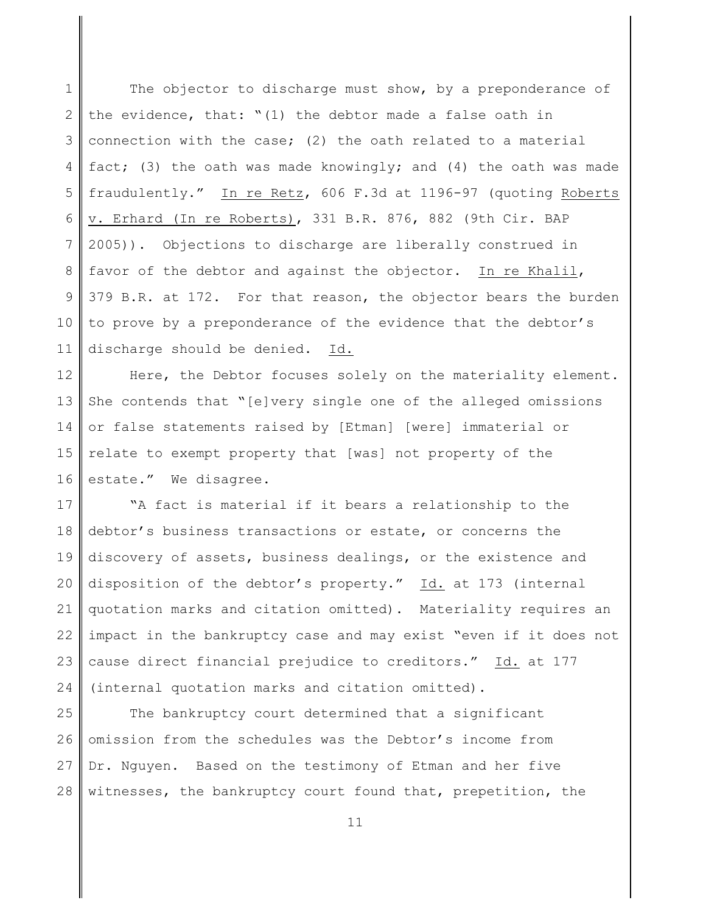The objector to discharge must show, by a preponderance of the evidence, that: "(1) the debtor made a false oath in connection with the case; (2) the oath related to a material fact; (3) the oath was made knowingly; and (4) the oath was made fraudulently." In re Retz, 606 F.3d at 1196-97 (quoting Roberts v. Erhard (In re Roberts), 331 B.R. 876, 882 (9th Cir. BAP 2005)). Objections to discharge are liberally construed in favor of the debtor and against the objector. In re Khalil, 379 B.R. at 172. For that reason, the objector bears the burden to prove by a preponderance of the evidence that the debtor's discharge should be denied. Id.

Here, the Debtor focuses solely on the materiality element. She contends that "[e]very single one of the alleged omissions or false statements raised by [Etman] [were] immaterial or relate to exempt property that [was] not property of the estate." We disagree.

"A fact is material if it bears a relationship to the debtor's business transactions or estate, or concerns the discovery of assets, business dealings, or the existence and disposition of the debtor's property." Id. at 173 (internal quotation marks and citation omitted). Materiality requires an impact in the bankruptcy case and may exist "even if it does not cause direct financial prejudice to creditors." Id. at 177 (internal quotation marks and citation omitted).

The bankruptcy court determined that a significant omission from the schedules was the Debtor's income from Dr. Nguyen. Based on the testimony of Etman and her five witnesses, the bankruptcy court found that, prepetition, the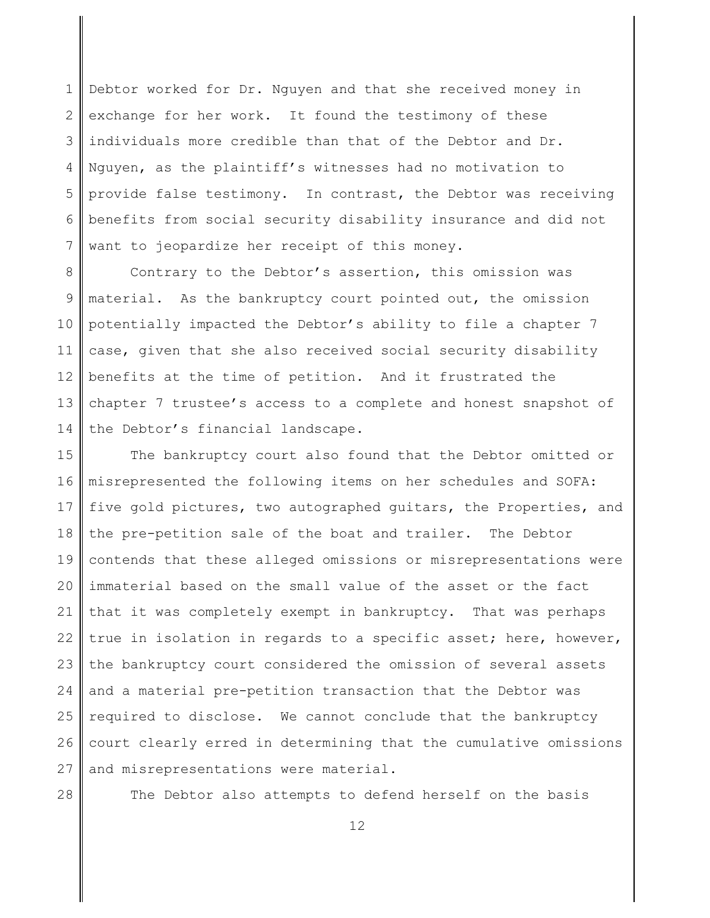Debtor worked for Dr. Nguyen and that she received money in exchange for her work. It found the testimony of these individuals more credible than that of the Debtor and Dr. Nguyen, as the plaintiff's witnesses had no motivation to provide false testimony. In contrast, the Debtor was receiving benefits from social security disability insurance and did not want to jeopardize her receipt of this money.

Contrary to the Debtor's assertion, this omission was material. As the bankruptcy court pointed out, the omission potentially impacted the Debtor's ability to file a chapter 7 case, given that she also received social security disability benefits at the time of petition. And it frustrated the chapter 7 trustee's access to a complete and honest snapshot of the Debtor's financial landscape.

The bankruptcy court also found that the Debtor omitted or misrepresented the following items on her schedules and SOFA: five gold pictures, two autographed guitars, the Properties, and the pre-petition sale of the boat and trailer. The Debtor contends that these alleged omissions or misrepresentations were immaterial based on the small value of the asset or the fact that it was completely exempt in bankruptcy. That was perhaps true in isolation in regards to a specific asset; here, however, the bankruptcy court considered the omission of several assets and a material pre-petition transaction that the Debtor was required to disclose. We cannot conclude that the bankruptcy court clearly erred in determining that the cumulative omissions and misrepresentations were material.

The Debtor also attempts to defend herself on the basis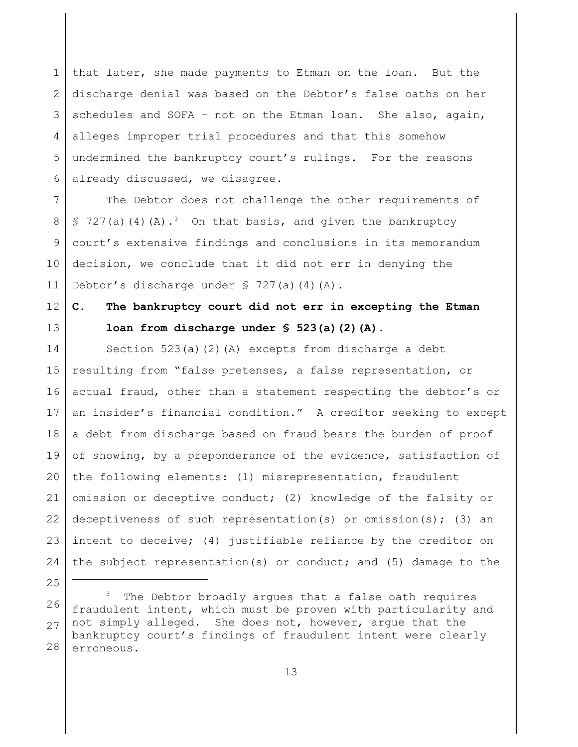that later, she made payments to Etman on the loan. But the discharge denial was based on the Debtor's false oaths on her schedules and SOFA – not on the Etman loan. She also, again, alleges improper trial procedures and that this somehow undermined the bankruptcy court's rulings. For the reasons already discussed, we disagree.

The Debtor does not challenge the other requirements of § 727(a)(4)(A).[3] On that basis, and given the bankruptcy court's extensive findings and conclusions in its memorandum decision, we conclude that it did not err in denying the Debtor's discharge under § 727(a)(4)(A).

**C. The bankruptcy court did not err in excepting the Etman loan from discharge under § 523(a)(2)(A).**

Section 523(a)(2)(A) excepts from discharge a debt resulting from "false pretenses, a false representation, or actual fraud, other than a statement respecting the debtor's or an insider's financial condition." A creditor seeking to except a debt from discharge based on fraud bears the burden of proof of showing, by a preponderance of the evidence, satisfaction of the following elements: (1) misrepresentation, fraudulent omission or deceptive conduct; (2) knowledge of the falsity or deceptiveness of such representation(s) or omission(s); (3) an intent to deceive; (4) justifiable reliance by the creditor on the subject representation(s) or conduct; and (5) damage to the

---

[3] The Debtor broadly argues that a false oath requires fraudulent intent, which must be proven with particularity and not simply alleged. She does not, however, argue that the bankruptcy court's findings of fraudulent intent were clearly erroneous.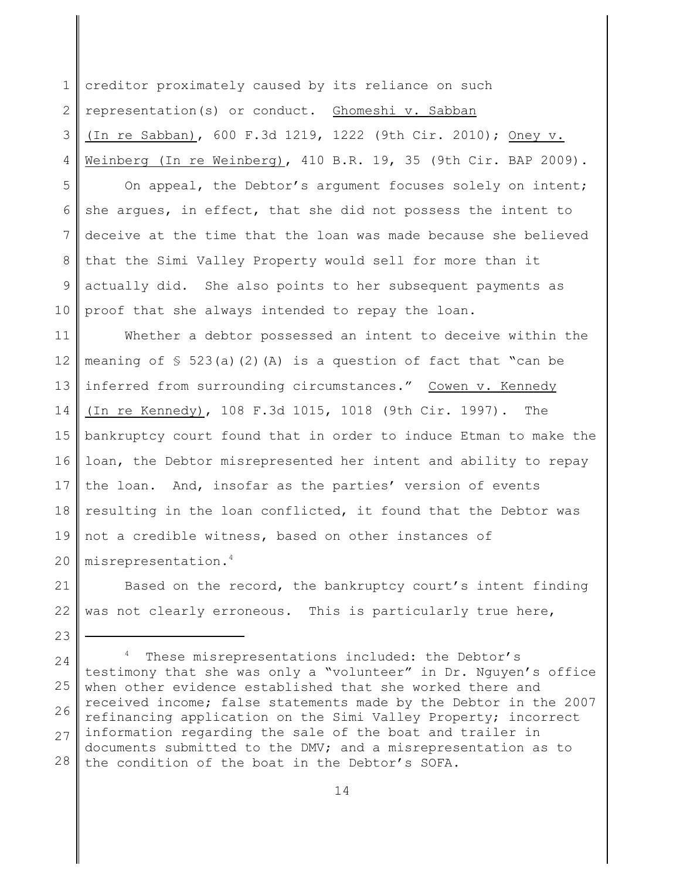creditor proximately caused by its reliance on such representation(s) or conduct. Ghomeshi v. Sabban (In re Sabban), 600 F.3d 1219, 1222 (9th Cir. 2010); Oney v. Weinberg (In re Weinberg), 410 B.R. 19, 35 (9th Cir. BAP 2009).

On appeal, the Debtor's argument focuses solely on intent; she argues, in effect, that she did not possess the intent to deceive at the time that the loan was made because she believed that the Simi Valley Property would sell for more than it actually did. She also points to her subsequent payments as proof that she always intended to repay the loan.

Whether a debtor possessed an intent to deceive within the meaning of § 523(a)(2)(A) is a question of fact that "can be inferred from surrounding circumstances." Cowen v. Kennedy (In re Kennedy), 108 F.3d 1015, 1018 (9th Cir. 1997). The bankruptcy court found that in order to induce Etman to make the loan, the Debtor misrepresented her intent and ability to repay the loan. And, insofar as the parties' version of events resulting in the loan conflicted, it found that the Debtor was not a credible witness, based on other instances of misrepresentation.[4]

Based on the record, the bankruptcy court's intent finding was not clearly erroneous. This is particularly true here,

---

[4] These misrepresentations included: the Debtor's testimony that she was only a "volunteer" in Dr. Nguyen's office when other evidence established that she worked there and received income; false statements made by the Debtor in the 2007 refinancing application on the Simi Valley Property; incorrect information regarding the sale of the boat and trailer in documents submitted to the DMV; and a misrepresentation as to the condition of the boat in the Debtor's SOFA.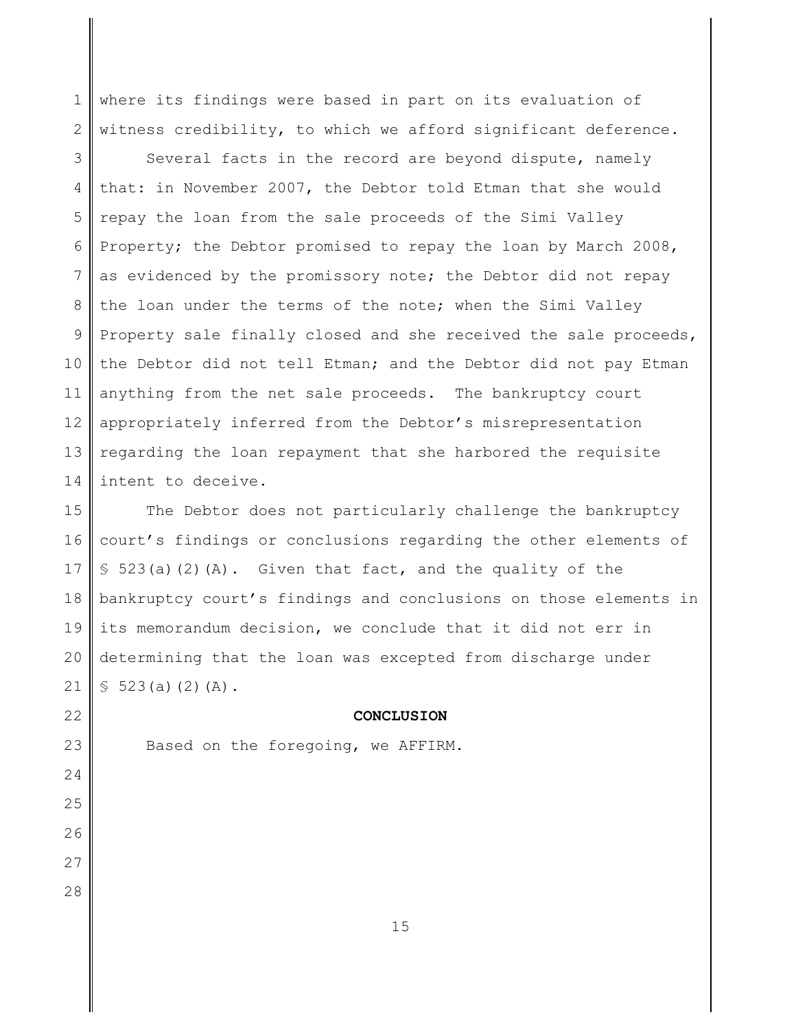where its findings were based in part on its evaluation of witness credibility, to which we afford significant deference.

Several facts in the record are beyond dispute, namely that: in November 2007, the Debtor told Etman that she would repay the loan from the sale proceeds of the Simi Valley Property; the Debtor promised to repay the loan by March 2008, as evidenced by the promissory note; the Debtor did not repay the loan under the terms of the note; when the Simi Valley Property sale finally closed and she received the sale proceeds, the Debtor did not tell Etman; and the Debtor did not pay Etman anything from the net sale proceeds. The bankruptcy court appropriately inferred from the Debtor's misrepresentation regarding the loan repayment that she harbored the requisite intent to deceive.

The Debtor does not particularly challenge the bankruptcy court's findings or conclusions regarding the other elements of § 523(a)(2)(A). Given that fact, and the quality of the bankruptcy court's findings and conclusions on those elements in its memorandum decision, we conclude that it did not err in determining that the loan was excepted from discharge under § 523(a)(2)(A).

## CONCLUSION

Based on the foregoing, we AFFIRM.